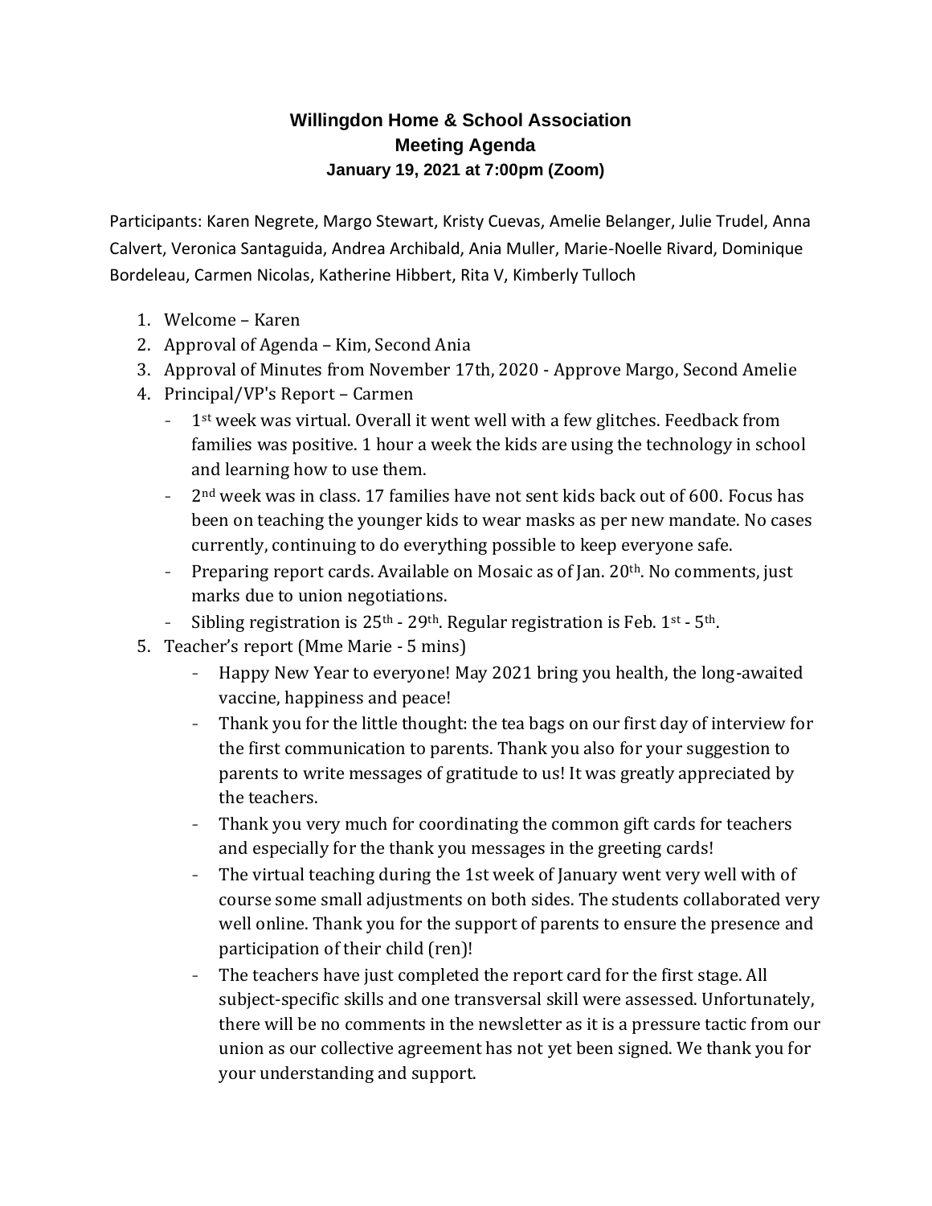**Willingdon Home & School Association**
**Meeting Agenda**
**January 19, 2021 at 7:00pm (Zoom)**

Participants: Karen Negrete, Margo Stewart, Kristy Cuevas, Amelie Belanger, Julie Trudel, Anna Calvert, Veronica Santaguida, Andrea Archibald, Ania Muller, Marie-Noelle Rivard, Dominique Bordeleau, Carmen Nicolas, Katherine Hibbert, Rita V, Kimberly Tulloch

1. Welcome – Karen
2. Approval of Agenda – Kim, Second Ania
3. Approval of Minutes from November 17th, 2020 - Approve Margo, Second Amelie
4. Principal/VP's Report – Carmen
   - 1st week was virtual. Overall it went well with a few glitches. Feedback from families was positive. 1 hour a week the kids are using the technology in school and learning how to use them.
   - 2nd week was in class. 17 families have not sent kids back out of 600. Focus has been on teaching the younger kids to wear masks as per new mandate. No cases currently, continuing to do everything possible to keep everyone safe.
   - Preparing report cards. Available on Mosaic as of Jan. 20th. No comments, just marks due to union negotiations.
   - Sibling registration is 25th - 29th. Regular registration is Feb. 1st - 5th.
5. Teacher's report (Mme Marie - 5 mins)
   - Happy New Year to everyone! May 2021 bring you health, the long-awaited vaccine, happiness and peace!
   - Thank you for the little thought: the tea bags on our first day of interview for the first communication to parents. Thank you also for your suggestion to parents to write messages of gratitude to us! It was greatly appreciated by the teachers.
   - Thank you very much for coordinating the common gift cards for teachers and especially for the thank you messages in the greeting cards!
   - The virtual teaching during the 1st week of January went very well with of course some small adjustments on both sides. The students collaborated very well online. Thank you for the support of parents to ensure the presence and participation of their child (ren)!
   - The teachers have just completed the report card for the first stage. All subject-specific skills and one transversal skill were assessed. Unfortunately, there will be no comments in the newsletter as it is a pressure tactic from our union as our collective agreement has not yet been signed. We thank you for your understanding and support.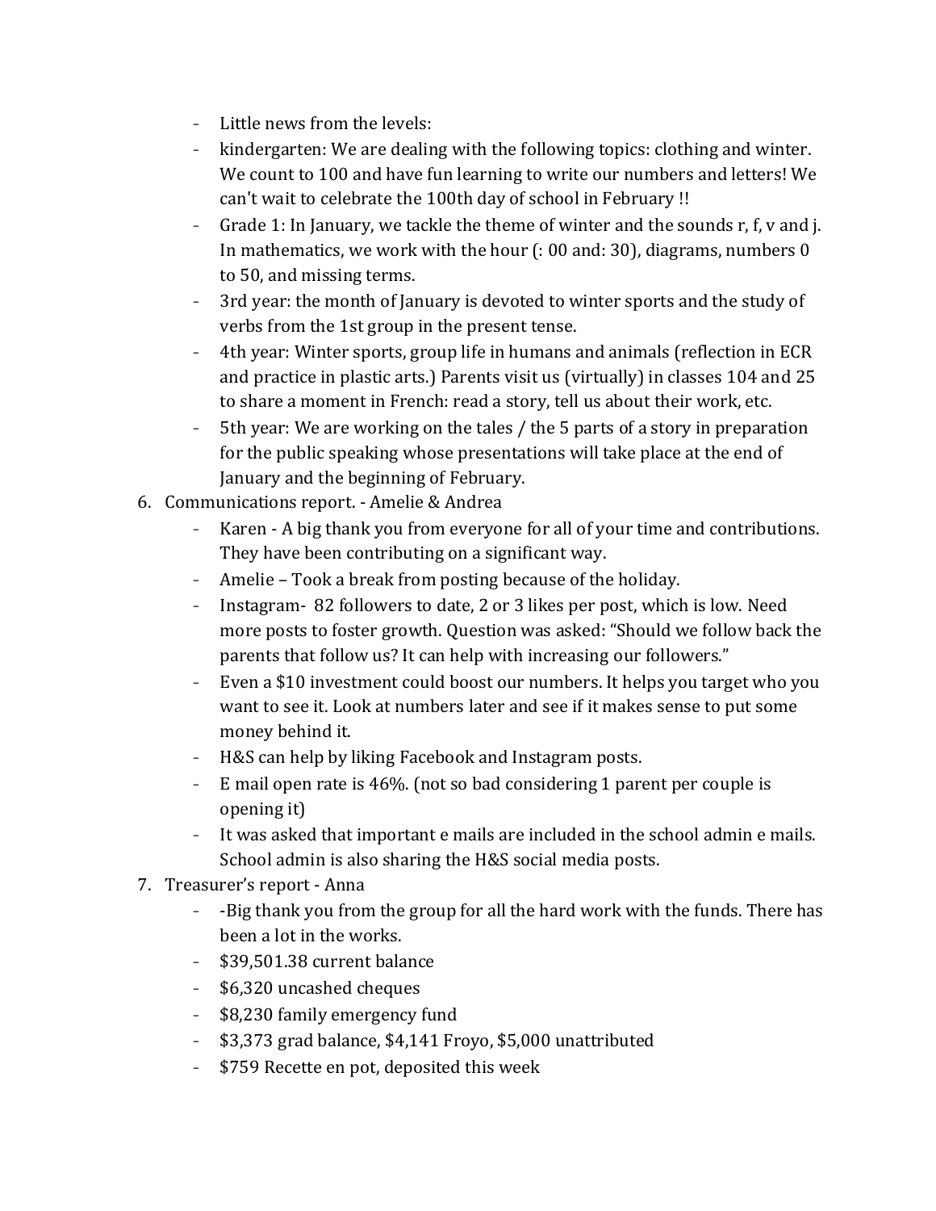- Little news from the levels:
- kindergarten: We are dealing with the following topics: clothing and winter. We count to 100 and have fun learning to write our numbers and letters! We can't wait to celebrate the 100th day of school in February !!
- Grade 1: In January, we tackle the theme of winter and the sounds r, f, v and j. In mathematics, we work with the hour (: 00 and: 30), diagrams, numbers 0 to 50, and missing terms.
- 3rd year: the month of January is devoted to winter sports and the study of verbs from the 1st group in the present tense.
- 4th year: Winter sports, group life in humans and animals (reflection in ECR and practice in plastic arts.) Parents visit us (virtually) in classes 104 and 25 to share a moment in French: read a story, tell us about their work, etc.
- 5th year: We are working on the tales / the 5 parts of a story in preparation for the public speaking whose presentations will take place at the end of January and the beginning of February.

6. Communications report. - Amelie & Andrea
    - Karen - A big thank you from everyone for all of your time and contributions. They have been contributing on a significant way.
    - Amelie – Took a break from posting because of the holiday.
    - Instagram- 82 followers to date, 2 or 3 likes per post, which is low. Need more posts to foster growth. Question was asked: "Should we follow back the parents that follow us? It can help with increasing our followers."
    - Even a $10 investment could boost our numbers. It helps you target who you want to see it. Look at numbers later and see if it makes sense to put some money behind it.
    - H&S can help by liking Facebook and Instagram posts.
    - E mail open rate is 46%. (not so bad considering 1 parent per couple is opening it)
    - It was asked that important e mails are included in the school admin e mails. School admin is also sharing the H&S social media posts.
7. Treasurer's report - Anna
    - -Big thank you from the group for all the hard work with the funds. There has been a lot in the works.
    - $39,501.38 current balance
    - $6,320 uncashed cheques
    - $8,230 family emergency fund
    - $3,373 grad balance, $4,141 Froyo, $5,000 unattributed
    - $759 Recette en pot, deposited this week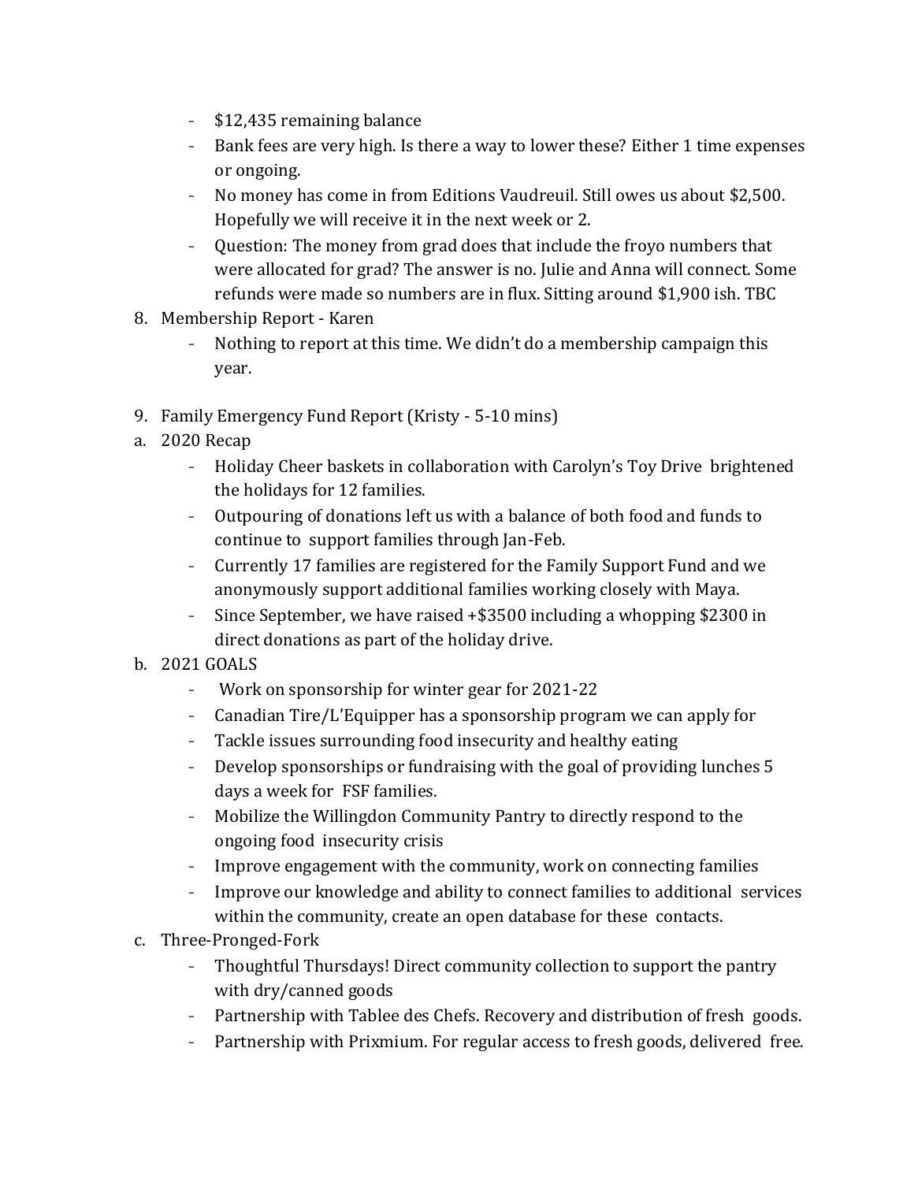- $12,435 remaining balance
- Bank fees are very high. Is there a way to lower these? Either 1 time expenses or ongoing.
- No money has come in from Editions Vaudreuil. Still owes us about $2,500. Hopefully we will receive it in the next week or 2.
- Question: The money from grad does that include the froyo numbers that were allocated for grad? The answer is no. Julie and Anna will connect. Some refunds were made so numbers are in flux. Sitting around $1,900 ish. TBC

8. Membership Report - Karen
    - Nothing to report at this time. We didn't do a membership campaign this year.

9. Family Emergency Fund Report (Kristy - 5-10 mins)

a. 2020 Recap
    - Holiday Cheer baskets in collaboration with Carolyn's Toy Drive brightened the holidays for 12 families.
    - Outpouring of donations left us with a balance of both food and funds to continue to support families through Jan-Feb.
    - Currently 17 families are registered for the Family Support Fund and we anonymously support additional families working closely with Maya.
    - Since September, we have raised +$3500 including a whopping $2300 in direct donations as part of the holiday drive.

b. 2021 GOALS
    - Work on sponsorship for winter gear for 2021-22
    - Canadian Tire/L'Equipper has a sponsorship program we can apply for
    - Tackle issues surrounding food insecurity and healthy eating
    - Develop sponsorships or fundraising with the goal of providing lunches 5 days a week for FSF families.
    - Mobilize the Willingdon Community Pantry to directly respond to the ongoing food insecurity crisis
    - Improve engagement with the community, work on connecting families
    - Improve our knowledge and ability to connect families to additional services within the community, create an open database for these contacts.

c. Three-Pronged-Fork
    - Thoughtful Thursdays! Direct community collection to support the pantry with dry/canned goods
    - Partnership with Tablee des Chefs. Recovery and distribution of fresh goods.
    - Partnership with Prixmium. For regular access to fresh goods, delivered free.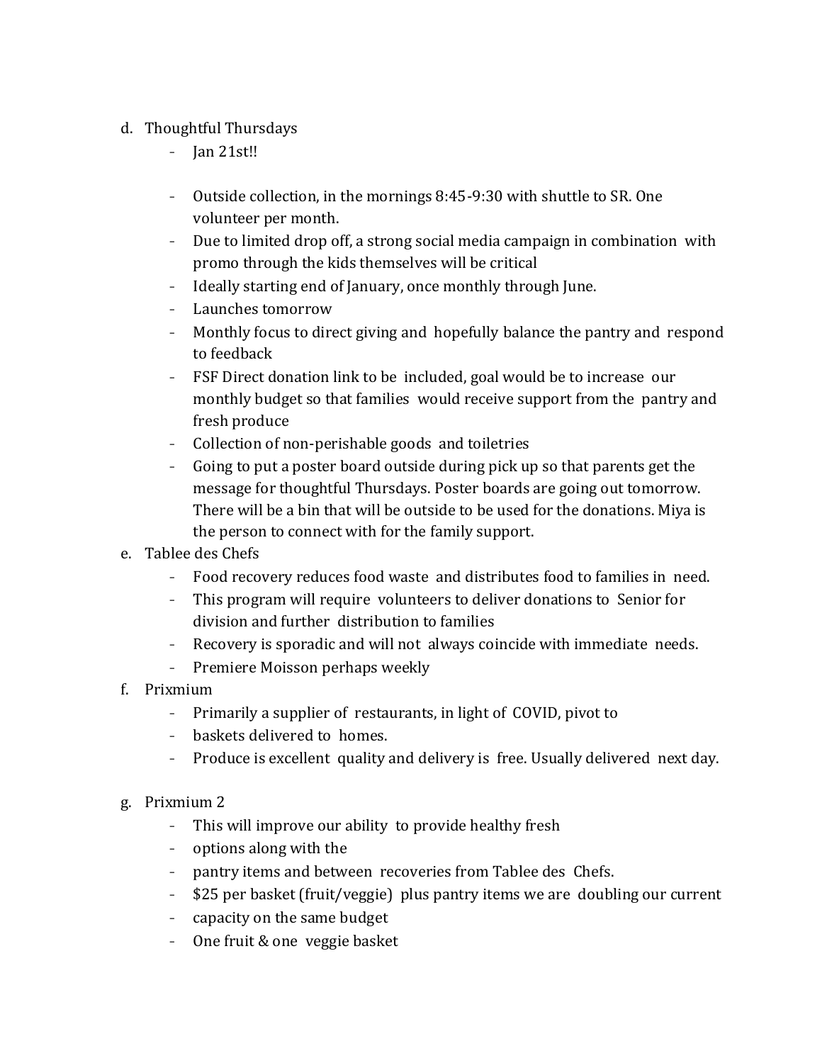d. Thoughtful Thursdays
   - Jan 21st!!

   - Outside collection, in the mornings 8:45-9:30 with shuttle to SR. One volunteer per month.
   - Due to limited drop off, a strong social media campaign in combination with promo through the kids themselves will be critical
   - Ideally starting end of January, once monthly through June.
   - Launches tomorrow
   - Monthly focus to direct giving and hopefully balance the pantry and respond to feedback
   - FSF Direct donation link to be included, goal would be to increase our monthly budget so that families would receive support from the pantry and fresh produce
   - Collection of non-perishable goods and toiletries
   - Going to put a poster board outside during pick up so that parents get the message for thoughtful Thursdays. Poster boards are going out tomorrow. There will be a bin that will be outside to be used for the donations. Miya is the person to connect with for the family support.

e. Tablee des Chefs
   - Food recovery reduces food waste and distributes food to families in need.
   - This program will require volunteers to deliver donations to Senior for division and further distribution to families
   - Recovery is sporadic and will not always coincide with immediate needs.
   - Premiere Moisson perhaps weekly

f. Prixmium
   - Primarily a supplier of restaurants, in light of COVID, pivot to
   - baskets delivered to homes.
   - Produce is excellent quality and delivery is free. Usually delivered next day.

g. Prixmium 2
   - This will improve our ability to provide healthy fresh
   - options along with the
   - pantry items and between recoveries from Tablee des Chefs.
   - $25 per basket (fruit/veggie) plus pantry items we are doubling our current
   - capacity on the same budget
   - One fruit & one veggie basket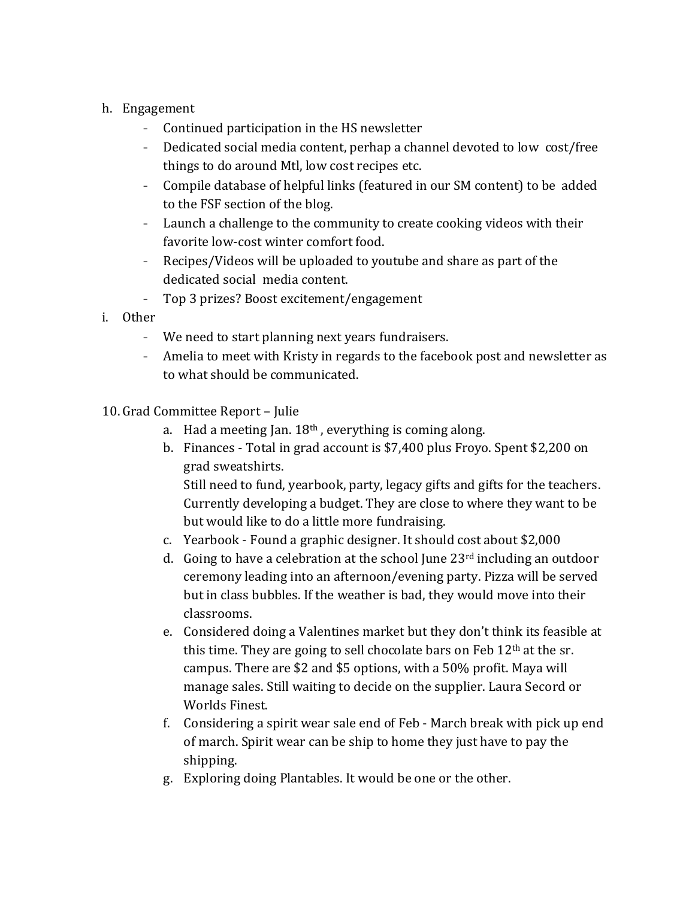h. Engagement
   - Continued participation in the HS newsletter
   - Dedicated social media content, perhap a channel devoted to low cost/free things to do around Mtl, low cost recipes etc.
   - Compile database of helpful links (featured in our SM content) to be added to the FSF section of the blog.
   - Launch a challenge to the community to create cooking videos with their favorite low-cost winter comfort food.
   - Recipes/Videos will be uploaded to youtube and share as part of the dedicated social media content.
   - Top 3 prizes? Boost excitement/engagement

i. Other
   - We need to start planning next years fundraisers.
   - Amelia to meet with Kristy in regards to the facebook post and newsletter as to what should be communicated.

10. Grad Committee Report – Julie
    a. Had a meeting Jan. 18th , everything is coming along.
    b. Finances - Total in grad account is $7,400 plus Froyo. Spent $2,200 on grad sweatshirts.
       Still need to fund, yearbook, party, legacy gifts and gifts for the teachers. Currently developing a budget. They are close to where they want to be but would like to do a little more fundraising.
    c. Yearbook - Found a graphic designer. It should cost about $2,000
    d. Going to have a celebration at the school June 23rd including an outdoor ceremony leading into an afternoon/evening party. Pizza will be served but in class bubbles. If the weather is bad, they would move into their classrooms.
    e. Considered doing a Valentines market but they don't think its feasible at this time. They are going to sell chocolate bars on Feb 12th at the sr. campus. There are $2 and $5 options, with a 50% profit. Maya will manage sales. Still waiting to decide on the supplier. Laura Secord or Worlds Finest.
    f. Considering a spirit wear sale end of Feb - March break with pick up end of march. Spirit wear can be ship to home they just have to pay the shipping.
    g. Exploring doing Plantables. It would be one or the other.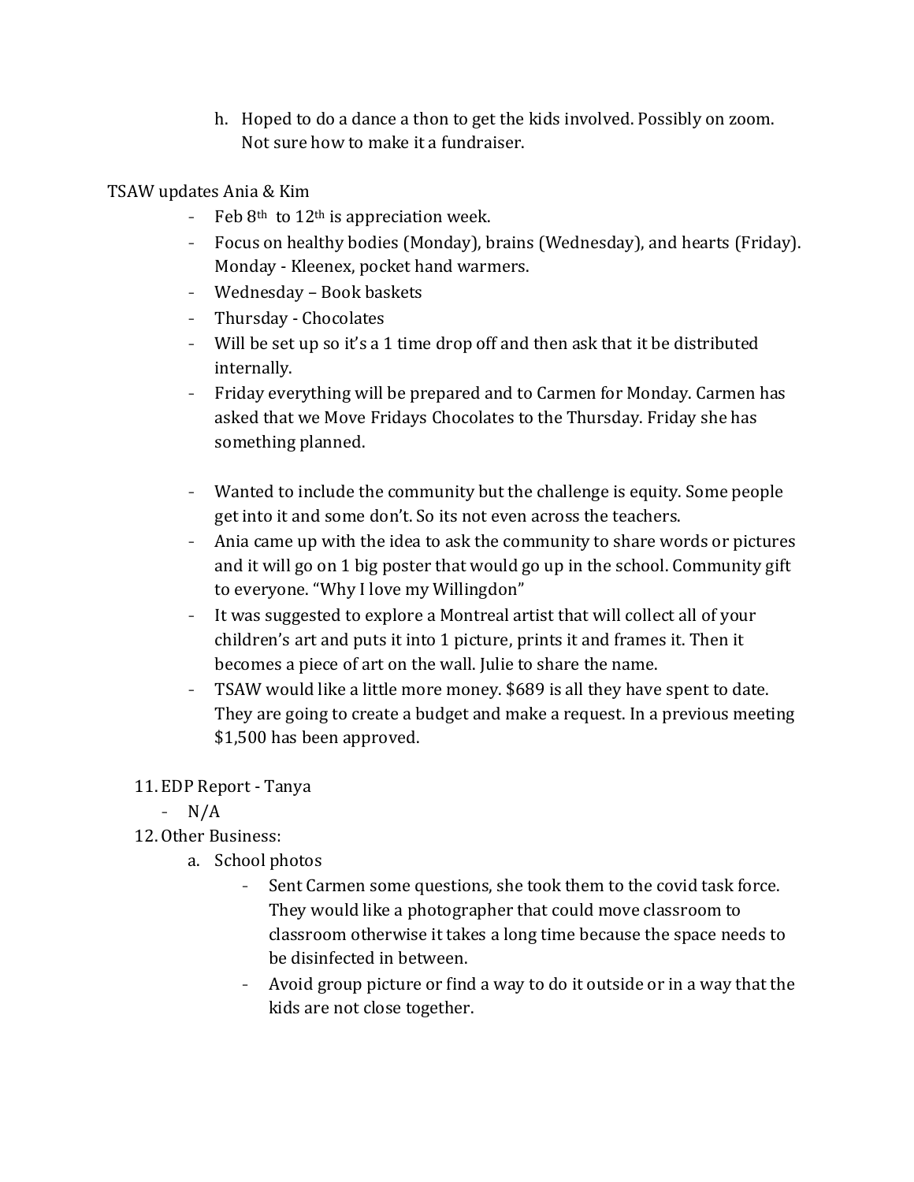h. Hoped to do a dance a thon to get the kids involved. Possibly on zoom. Not sure how to make it a fundraiser.

TSAW updates Ania & Kim

- Feb 8th to 12th is appreciation week.
- Focus on healthy bodies (Monday), brains (Wednesday), and hearts (Friday). Monday - Kleenex, pocket hand warmers.
- Wednesday – Book baskets
- Thursday - Chocolates
- Will be set up so it's a 1 time drop off and then ask that it be distributed internally.
- Friday everything will be prepared and to Carmen for Monday. Carmen has asked that we Move Fridays Chocolates to the Thursday. Friday she has something planned.

- Wanted to include the community but the challenge is equity. Some people get into it and some don't. So its not even across the teachers.
- Ania came up with the idea to ask the community to share words or pictures and it will go on 1 big poster that would go up in the school. Community gift to everyone. "Why I love my Willingdon"
- It was suggested to explore a Montreal artist that will collect all of your children's art and puts it into 1 picture, prints it and frames it. Then it becomes a piece of art on the wall. Julie to share the name.
- TSAW would like a little more money. $689 is all they have spent to date. They are going to create a budget and make a request. In a previous meeting $1,500 has been approved.

11. EDP Report - Tanya
    - N/A
12. Other Business:
    a. School photos
        - Sent Carmen some questions, she took them to the covid task force. They would like a photographer that could move classroom to classroom otherwise it takes a long time because the space needs to be disinfected in between.
        - Avoid group picture or find a way to do it outside or in a way that the kids are not close together.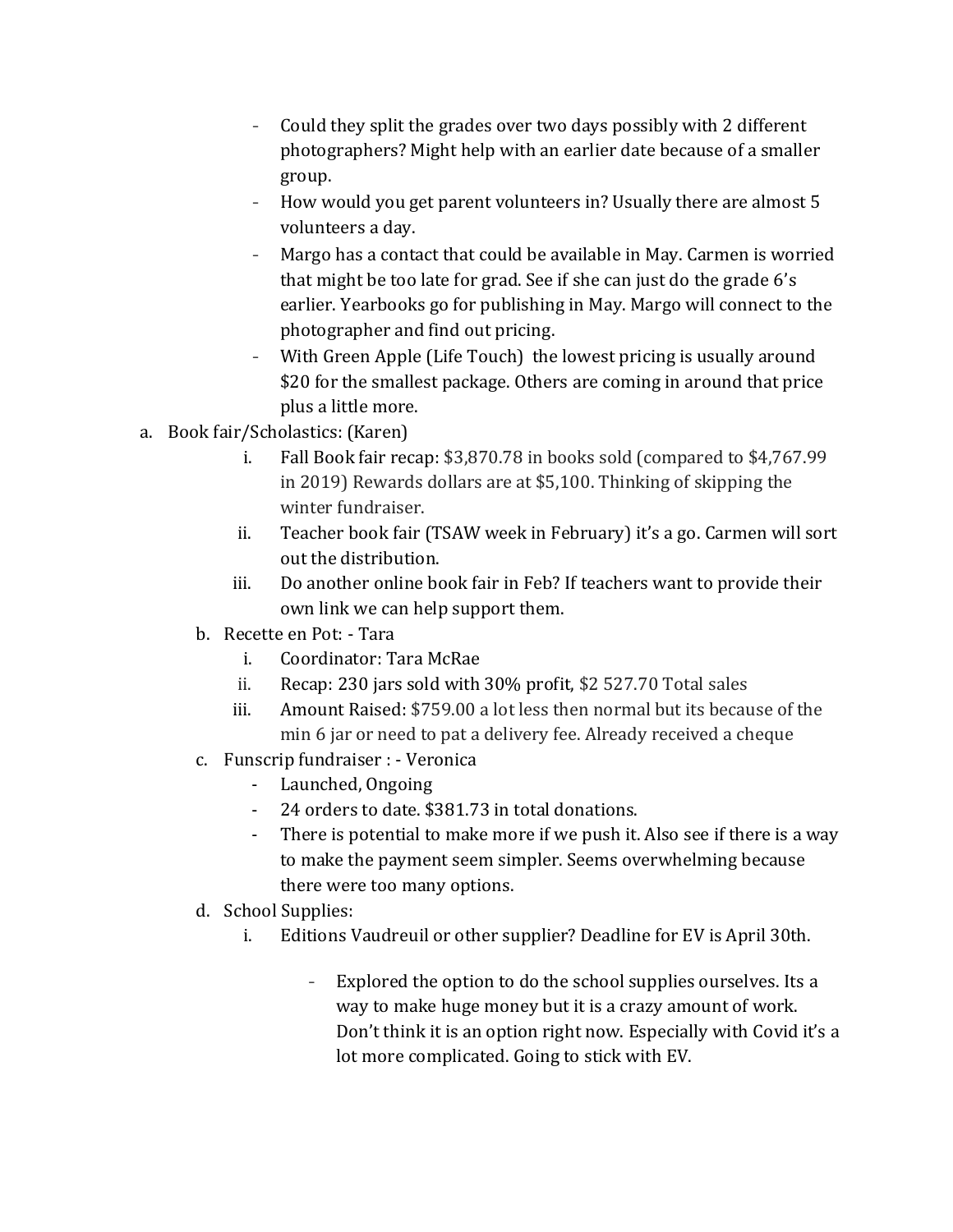- Could they split the grades over two days possibly with 2 different photographers? Might help with an earlier date because of a smaller group.
- How would you get parent volunteers in? Usually there are almost 5 volunteers a day.
- Margo has a contact that could be available in May. Carmen is worried that might be too late for grad. See if she can just do the grade 6's earlier. Yearbooks go for publishing in May. Margo will connect to the photographer and find out pricing.
- With Green Apple (Life Touch) the lowest pricing is usually around $20 for the smallest package. Others are coming in around that price plus a little more.

a. Book fair/Scholastics: (Karen)
   i. Fall Book fair recap: $3,870.78 in books sold (compared to $4,767.99 in 2019) Rewards dollars are at $5,100. Thinking of skipping the winter fundraiser.
   ii. Teacher book fair (TSAW week in February) it's a go. Carmen will sort out the distribution.
   iii. Do another online book fair in Feb? If teachers want to provide their own link we can help support them.

b. Recette en Pot: - Tara
   i. Coordinator: Tara McRae
   ii. Recap: 230 jars sold with 30% profit, $2 527.70 Total sales
   iii. Amount Raised: $759.00 a lot less then normal but its because of the min 6 jar or need to pat a delivery fee. Already received a cheque

c. Funscrip fundraiser : - Veronica
   - Launched, Ongoing
   - 24 orders to date. $381.73 in total donations.
   - There is potential to make more if we push it. Also see if there is a way to make the payment seem simpler. Seems overwhelming because there were too many options.

d. School Supplies:
   i. Editions Vaudreuil or other supplier? Deadline for EV is April 30th.
      - Explored the option to do the school supplies ourselves. Its a way to make huge money but it is a crazy amount of work. Don't think it is an option right now. Especially with Covid it's a lot more complicated. Going to stick with EV.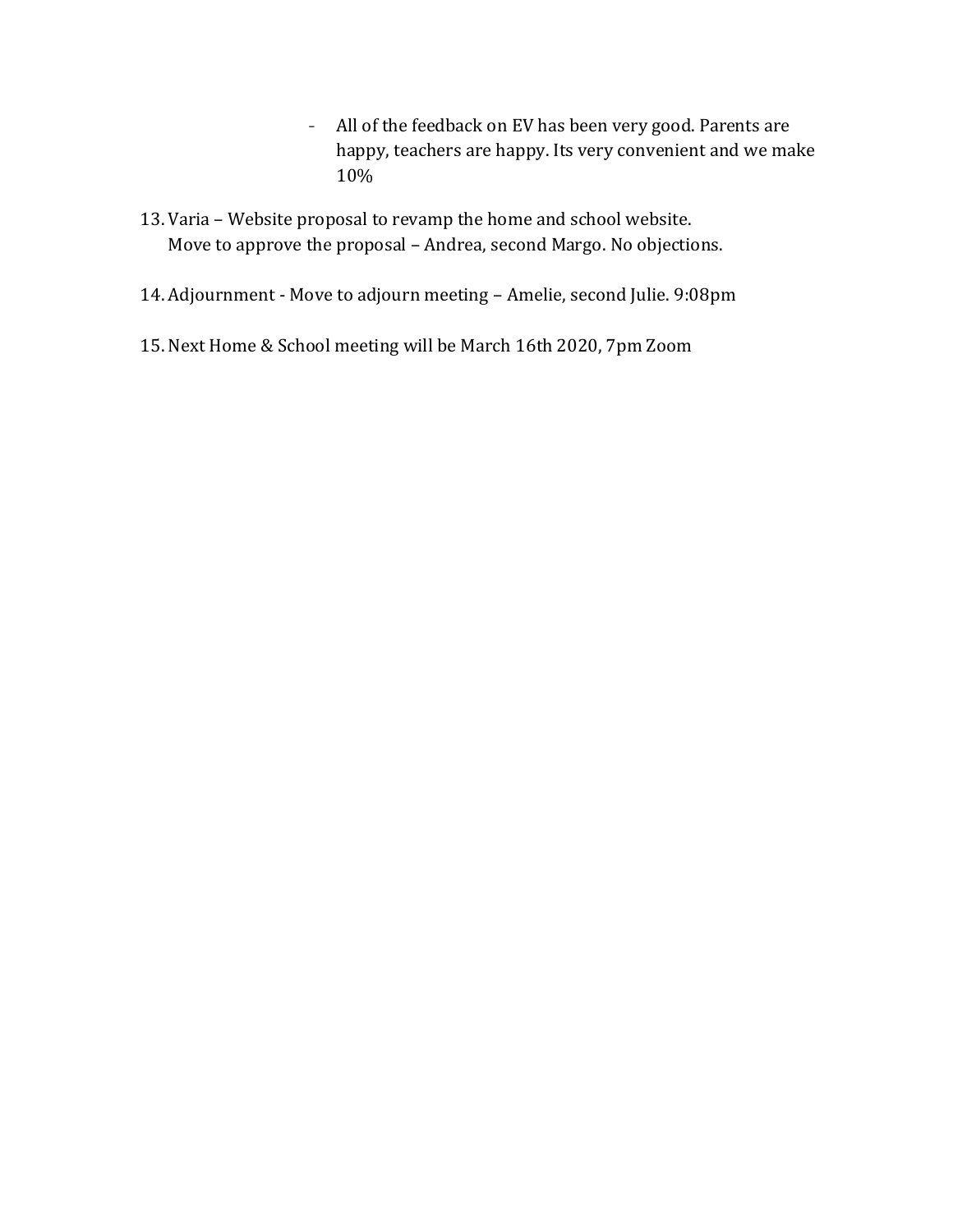- All of the feedback on EV has been very good. Parents are happy, teachers are happy. Its very convenient and we make 10%

13. Varia – Website proposal to revamp the home and school website.
    Move to approve the proposal – Andrea, second Margo. No objections.

14. Adjournment - Move to adjourn meeting – Amelie, second Julie. 9:08pm

15. Next Home & School meeting will be March 16th 2020, 7pm Zoom